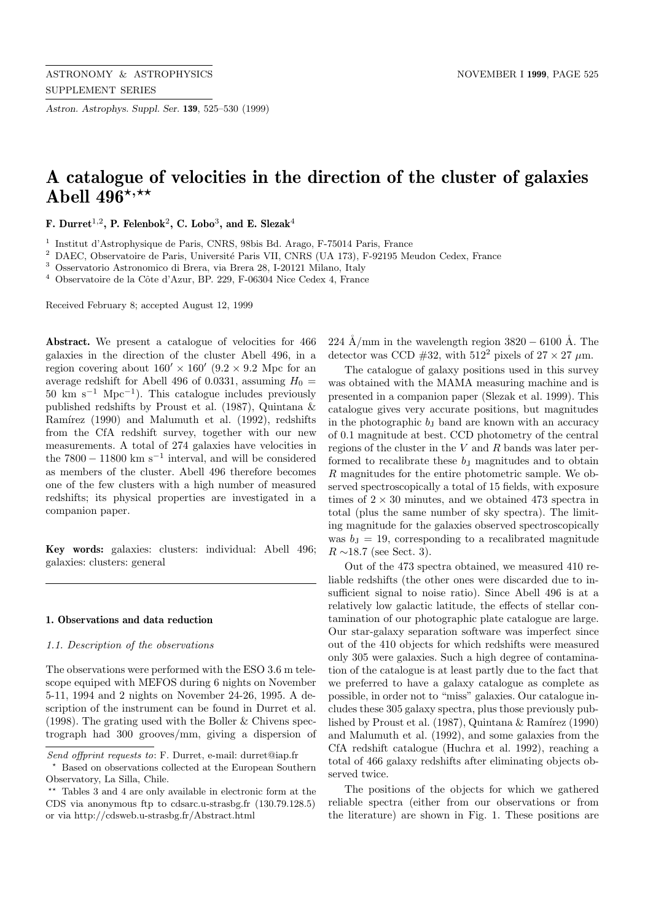# A catalogue of velocities in the direction of the cluster of galaxies Abell 496[⋆,⋆⋆]

**F. Durret[1,2], P. Felenbok[2], C. Lobo[3], and E. Slezak[4]**

[1] Institut d'Astrophysique de Paris, CNRS, 98bis Bd. Arago, F-75014 Paris, France
[2] DAEC, Observatoire de Paris, Université Paris VII, CNRS (UA 173), F-92195 Meudon Cedex, France
[3] Osservatorio Astronomico di Brera, via Brera 28, I-20121 Milano, Italy
[4] Observatoire de la Côte d'Azur, BP. 229, F-06304 Nice Cedex 4, France

Received February 8; accepted August 12, 1999

**Abstract.** We present a catalogue of velocities for 466 galaxies in the direction of the cluster Abell 496, in a region covering about $160' \times 160'$ (9.2 × 9.2 Mpc for an average redshift for Abell 496 of 0.0331, assuming $H_0 = 50$ km s$^{-1}$ Mpc$^{-1}$). This catalogue includes previously published redshifts by Proust et al. (1987), Quintana & Ramírez (1990) and Malumuth et al. (1992), redshifts from the CfA redshift survey, together with our new measurements. A total of 274 galaxies have velocities in the $7800 - 11800$ km s$^{-1}$ interval, and will be considered as members of the cluster. Abell 496 therefore becomes one of the few clusters with a high number of measured redshifts; its physical properties are investigated in a companion paper.

**Key words:** galaxies: clusters: individual: Abell 496; galaxies: clusters: general

## 1. Observations and data reduction

### *1.1. Description of the observations*

The observations were performed with the ESO 3.6 m telescope equiped with MEFOS during 6 nights on November 5-11, 1994 and 2 nights on November 24-26, 1995. A description of the instrument can be found in Durret et al. (1998). The grating used with the Boller & Chivens spectrograph had 300 grooves/mm, giving a dispersion of 224 Å/mm in the wavelength region $3820 - 6100$ Å. The detector was CCD #32, with $512^2$ pixels of $27 \times 27$ $\mu$m.

The catalogue of galaxy positions used in this survey was obtained with the MAMA measuring machine and is presented in a companion paper (Slezak et al. 1999). This catalogue gives very accurate positions, but magnitudes in the photographic $b_{\rm J}$ band are known with an accuracy of 0.1 magnitude at best. CCD photometry of the central regions of the cluster in the $V$ and $R$ bands was later performed to recalibrate these $b_{\rm J}$ magnitudes and to obtain $R$ magnitudes for the entire photometric sample. We observed spectroscopically a total of 15 fields, with exposure times of 2 × 30 minutes, and we obtained 473 spectra in total (plus the same number of sky spectra). The limiting magnitude for the galaxies observed spectroscopically was $b_{\rm J} = 19$, corresponding to a recalibrated magnitude $R \sim$18.7 (see Sect. 3).

Out of the 473 spectra obtained, we measured 410 reliable redshifts (the other ones were discarded due to insufficient signal to noise ratio). Since Abell 496 is at a relatively low galactic latitude, the effects of stellar contamination of our photographic plate catalogue are large. Our star-galaxy separation software was imperfect since out of the 410 objects for which redshifts were measured only 305 were galaxies. Such a high degree of contamination of the catalogue is at least partly due to the fact that we preferred to have a galaxy catalogue as complete as possible, in order not to "miss" galaxies. Our catalogue includes these 305 galaxy spectra, plus those previously published by Proust et al. (1987), Quintana & Ramírez (1990) and Malumuth et al. (1992), and some galaxies from the CfA redshift catalogue (Huchra et al. 1992), reaching a total of 466 galaxy redshifts after eliminating objects observed twice.

The positions of the objects for which we gathered reliable spectra (either from our observations or from the literature) are shown in Fig. 1. These positions are

---

*Send offprint requests to*: F. Durret, e-mail: durret@iap.fr

⋆ Based on observations collected at the European Southern Observatory, La Silla, Chile.

⋆⋆ Tables 3 and 4 are only available in electronic form at the CDS via anonymous ftp to cdsarc.u-strasbg.fr (130.79.128.5) or via http://cdsweb.u-strasbg.fr/Abstract.html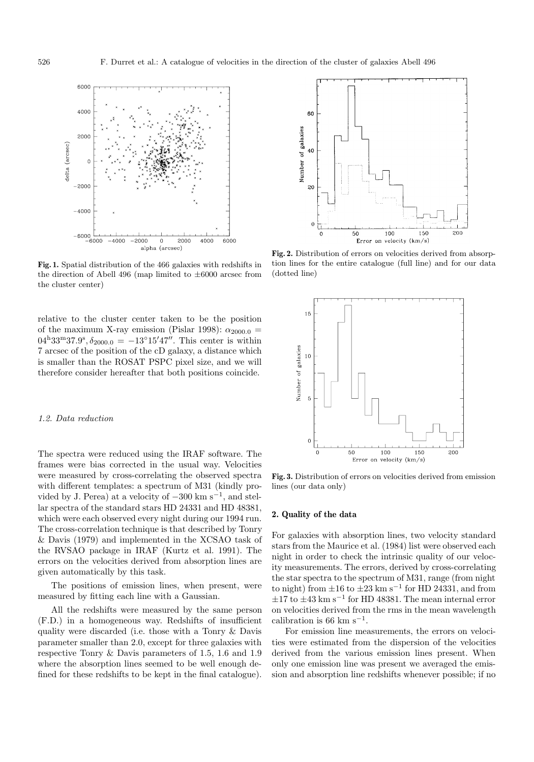**Fig. 1.** Spatial distribution of the 466 galaxies with redshifts in the direction of Abell 496 (map limited to ±6000 arcsec from the cluster center)

**Fig. 2.** Distribution of errors on velocities derived from absorption lines for the entire catalogue (full line) and for our data (dotted line)

**Fig. 3.** Distribution of errors on velocities derived from emission lines (our data only)

relative to the cluster center taken to be the position of the maximum X-ray emission (Pislar 1998): $\alpha_{2000.0} = 04^{\rm h}33^{\rm m}37.9^{\rm s}, \delta_{2000.0} = -13^\circ15'47''$. This center is within 7 arcsec of the position of the cD galaxy, a distance which is smaller than the ROSAT PSPC pixel size, and we will therefore consider hereafter that both positions coincide.

### *1.2. Data reduction*

The spectra were reduced using the IRAF software. The frames were bias corrected in the usual way. Velocities were measured by cross-correlating the observed spectra with different templates: a spectrum of M31 (kindly provided by J. Perea) at a velocity of $-300$ km s$^{-1}$, and stellar spectra of the standard stars HD 24331 and HD 48381, which were each observed every night during our 1994 run. The cross-correlation technique is that described by Tonry & Davis (1979) and implemented in the XCSAO task of the RVSAO package in IRAF (Kurtz et al. 1991). The errors on the velocities derived from absorption lines are given automatically by this task.

The positions of emission lines, when present, were measured by fitting each line with a Gaussian.

All the redshifts were measured by the same person (F.D.) in a homogeneous way. Redshifts of insufficient quality were discarded (i.e. those with a Tonry & Davis parameter smaller than 2.0, except for three galaxies with respective Tonry & Davis parameters of 1.5, 1.6 and 1.9 where the absorption lines seemed to be well enough defined for these redshifts to be kept in the final catalogue).

## 2. Quality of the data

For galaxies with absorption lines, two velocity standard stars from the Maurice et al. (1984) list were observed each night in order to check the intrinsic quality of our velocity measurements. The errors, derived by cross-correlating the star spectra to the spectrum of M31, range (from night to night) from $\pm16$ to $\pm23$ km s$^{-1}$ for HD 24331, and from $\pm17$ to $\pm43$ km s$^{-1}$ for HD 48381. The mean internal error on velocities derived from the rms in the mean wavelength calibration is 66 km s$^{-1}$.

For emission line measurements, the errors on velocities were estimated from the dispersion of the velocities derived from the various emission lines present. When only one emission line was present we averaged the emission and absorption line redshifts whenever possible; if no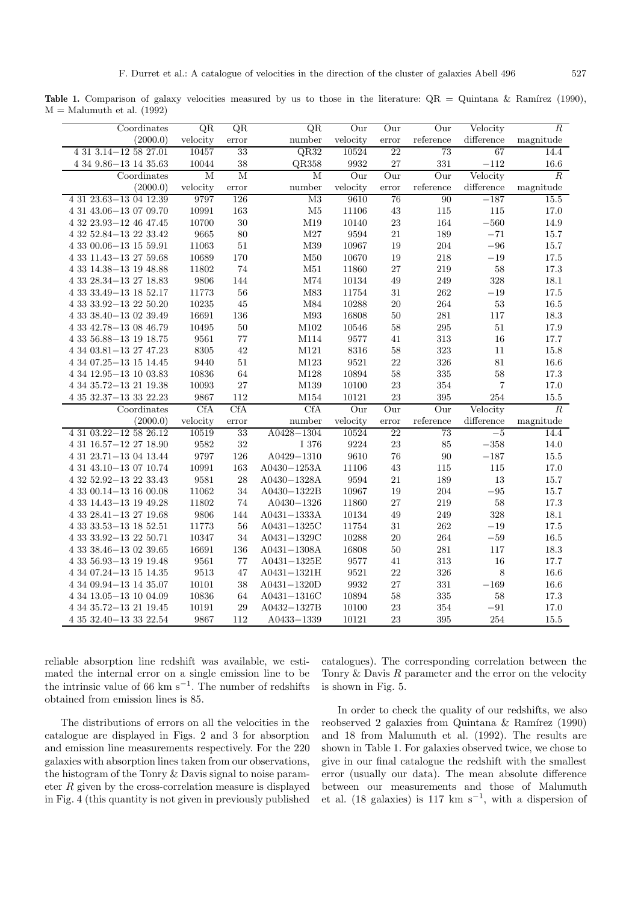**Table 1.** Comparison of galaxy velocities measured by us to those in the literature: QR = Quintana & Ramírez (1990), M = Malumuth et al. (1992)

| Coordinates (2000.0) | QR velocity | QR error | QR number | Our velocity | Our error | Our reference | Velocity difference | $R$ magnitude |
|---|---|---|---|---|---|---|---|---|
| 4 31 3.14−12 58 27.01 | 10457 | 33 | QR32 | 10524 | 22 | 73 | 67 | 14.4 |
| 4 34 9.86−13 14 35.63 | 10044 | 38 | QR358 | 9932 | 27 | 331 | −112 | 16.6 |
| **Coordinates (2000.0)** | **M velocity** | **M error** | **M number** | **Our velocity** | **Our error** | **Our reference** | **Velocity difference** | **$R$ magnitude** |
| 4 31 23.63−13 04 12.39 | 9797 | 126 | M3 | 9610 | 76 | 90 | −187 | 15.5 |
| 4 31 43.06−13 07 09.70 | 10991 | 163 | M5 | 11106 | 43 | 115 | 115 | 17.0 |
| 4 32 23.93−12 46 47.45 | 10700 | 30 | M19 | 10140 | 23 | 164 | −560 | 14.9 |
| 4 32 52.84−13 22 33.42 | 9665 | 80 | M27 | 9594 | 21 | 189 | −71 | 15.7 |
| 4 33 00.06−13 15 59.91 | 11063 | 51 | M39 | 10967 | 19 | 204 | −96 | 15.7 |
| 4 33 11.43−13 27 59.68 | 10689 | 170 | M50 | 10670 | 19 | 218 | −19 | 17.5 |
| 4 33 14.38−13 19 48.88 | 11802 | 74 | M51 | 11860 | 27 | 219 | 58 | 17.3 |
| 4 33 28.34−13 27 18.83 | 9806 | 144 | M74 | 10134 | 49 | 249 | 328 | 18.1 |
| 4 33 33.49−13 18 52.17 | 11773 | 56 | M83 | 11754 | 31 | 262 | −19 | 17.5 |
| 4 33 33.92−13 22 50.20 | 10235 | 45 | M84 | 10288 | 20 | 264 | 53 | 16.5 |
| 4 33 38.40−13 02 39.49 | 16691 | 136 | M93 | 16808 | 50 | 281 | 117 | 18.3 |
| 4 33 42.78−13 08 46.79 | 10495 | 50 | M102 | 10546 | 58 | 295 | 51 | 17.9 |
| 4 33 56.88−13 19 18.75 | 9561 | 77 | M114 | 9577 | 41 | 313 | 16 | 17.7 |
| 4 34 03.81−13 27 47.23 | 8305 | 42 | M121 | 8316 | 58 | 323 | 11 | 15.8 |
| 4 34 07.25−13 15 14.45 | 9440 | 51 | M123 | 9521 | 22 | 326 | 81 | 16.6 |
| 4 34 12.95−13 10 03.83 | 10836 | 64 | M128 | 10894 | 58 | 335 | 58 | 17.3 |
| 4 34 35.72−13 21 19.38 | 10093 | 27 | M139 | 10100 | 23 | 354 | 7 | 17.0 |
| 4 35 32.37−13 33 22.23 | 9867 | 112 | M154 | 10121 | 23 | 395 | 254 | 15.5 |
| **Coordinates (2000.0)** | **CfA velocity** | **CfA error** | **CfA number** | **Our velocity** | **Our error** | **Our reference** | **Velocity difference** | **$R$ magnitude** |
| 4 31 03.22−12 58 26.12 | 10519 | 33 | A0428−1304 | 10524 | 22 | 73 | −5 | 14.4 |
| 4 31 16.57−12 27 18.90 | 9582 | 32 | I 376 | 9224 | 23 | 85 | −358 | 14.0 |
| 4 31 23.71−13 04 13.44 | 9797 | 126 | A0429−1310 | 9610 | 76 | 90 | −187 | 15.5 |
| 4 31 43.10−13 07 10.74 | 10991 | 163 | A0430−1253A | 11106 | 43 | 115 | 115 | 17.0 |
| 4 32 52.92−13 22 33.43 | 9581 | 28 | A0430−1328A | 9594 | 21 | 189 | 13 | 15.7 |
| 4 33 00.14−13 16 00.08 | 11062 | 34 | A0430−1322B | 10967 | 19 | 204 | −95 | 15.7 |
| 4 33 14.43−13 19 49.28 | 11802 | 74 | A0430−1326 | 11860 | 27 | 219 | 58 | 17.3 |
| 4 33 28.41−13 27 19.68 | 9806 | 144 | A0431−1333A | 10134 | 49 | 249 | 328 | 18.1 |
| 4 33 33.53−13 18 52.51 | 11773 | 56 | A0431−1325C | 11754 | 31 | 262 | −19 | 17.5 |
| 4 33 33.92−13 22 50.71 | 10347 | 34 | A0431−1329C | 10288 | 20 | 264 | −59 | 16.5 |
| 4 33 38.46−13 02 39.65 | 16691 | 136 | A0431−1308A | 16808 | 50 | 281 | 117 | 18.3 |
| 4 33 56.93−13 19 19.48 | 9561 | 77 | A0431−1325E | 9577 | 41 | 313 | 16 | 17.7 |
| 4 34 07.24−13 15 14.35 | 9513 | 47 | A0431−1321H | 9521 | 22 | 326 | 8 | 16.6 |
| 4 34 09.94−13 14 35.07 | 10101 | 38 | A0431−1320D | 9932 | 27 | 331 | −169 | 16.6 |
| 4 34 13.05−13 10 04.09 | 10836 | 64 | A0431−1316C | 10894 | 58 | 335 | 58 | 17.3 |
| 4 34 35.72−13 21 19.45 | 10191 | 29 | A0432−1327B | 10100 | 23 | 354 | −91 | 17.0 |
| 4 35 32.40−13 33 22.54 | 9867 | 112 | A0433−1339 | 10121 | 23 | 395 | 254 | 15.5 |

reliable absorption line redshift was available, we estimated the internal error on a single emission line to be the intrinsic value of 66 km s$^{-1}$. The number of redshifts obtained from emission lines is 85.

The distributions of errors on all the velocities in the catalogue are displayed in Figs. 2 and 3 for absorption and emission line measurements respectively. For the 220 galaxies with absorption lines taken from our observations, the histogram of the Tonry & Davis signal to noise parameter $R$ given by the cross-correlation measure is displayed in Fig. 4 (this quantity is not given in previously published catalogues). The corresponding correlation between the Tonry & Davis $R$ parameter and the error on the velocity is shown in Fig. 5.

In order to check the quality of our redshifts, we also reobserved 2 galaxies from Quintana & Ramírez (1990) and 18 from Malumuth et al. (1992). The results are shown in Table 1. For galaxies observed twice, we chose to give in our final catalogue the redshift with the smallest error (usually our data). The mean absolute difference between our measurements and those of Malumuth et al. (18 galaxies) is 117 km s$^{-1}$, with a dispersion of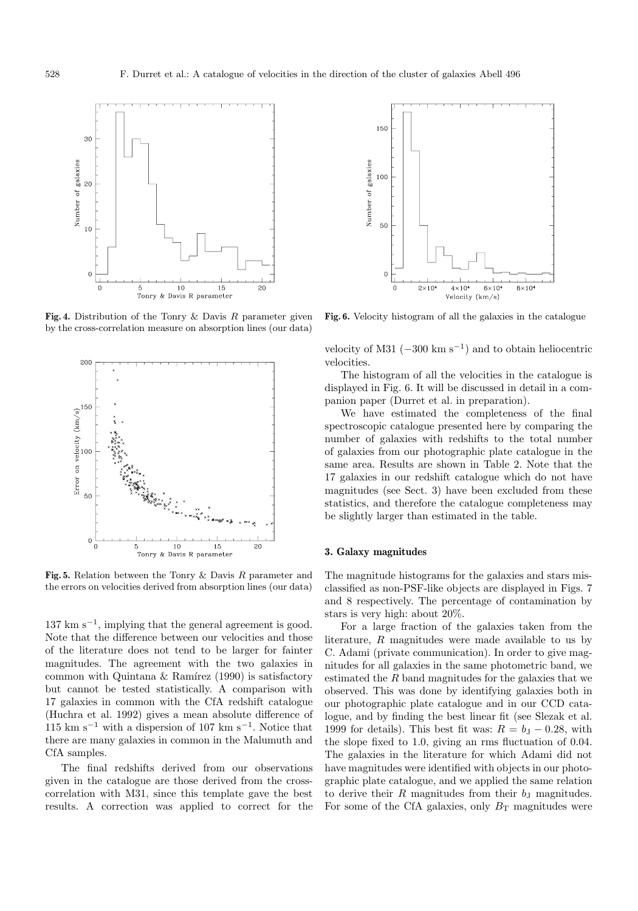Fig. 4. Distribution of the Tonry & Davis $R$ parameter given by the cross-correlation measure on absorption lines (our data)

Fig. 5. Relation between the Tonry & Davis $R$ parameter and the errors on velocities derived from absorption lines (our data)

137 km s$^{-1}$, implying that the general agreement is good. Note that the difference between our velocities and those of the literature does not tend to be larger for fainter magnitudes. The agreement with the two galaxies in common with Quintana & Ramírez (1990) is satisfactory but cannot be tested statistically. A comparison with 17 galaxies in common with the CfA redshift catalogue (Huchra et al. 1992) gives a mean absolute difference of 115 km s$^{-1}$ with a dispersion of 107 km s$^{-1}$. Notice that there are many galaxies in common in the Malumuth and CfA samples.

The final redshifts derived from our observations given in the catalogue are those derived from the cross-correlation with M31, since this template gave the best results. A correction was applied to correct for the velocity of M31 ($-300$ km s$^{-1}$) and to obtain heliocentric velocities.

Fig. 6. Velocity histogram of all the galaxies in the catalogue

The histogram of all the velocities in the catalogue is displayed in Fig. 6. It will be discussed in detail in a companion paper (Durret et al. in preparation).

We have estimated the completeness of the final spectroscopic catalogue presented here by comparing the number of galaxies with redshifts to the total number of galaxies from our photographic plate catalogue in the same area. Results are shown in Table 2. Note that the 17 galaxies in our redshift catalogue which do not have magnitudes (see Sect. 3) have been excluded from these statistics, and therefore the catalogue completeness may be slightly larger than estimated in the table.

## 3. Galaxy magnitudes

The magnitude histograms for the galaxies and stars misclassified as non-PSF-like objects are displayed in Figs. 7 and 8 respectively. The percentage of contamination by stars is very high: about 20%.

For a large fraction of the galaxies taken from the literature, $R$ magnitudes were made available to us by C. Adami (private communication). In order to give magnitudes for all galaxies in the same photometric band, we estimated the $R$ band magnitudes for the galaxies that we observed. This was done by identifying galaxies both in our photographic plate catalogue and in our CCD catalogue, and by finding the best linear fit (see Slezak et al. 1999 for details). This best fit was: $R = b_{\rm J} - 0.28$, with the slope fixed to 1.0, giving an rms fluctuation of 0.04. The galaxies in the literature for which Adami did not have magnitudes were identified with objects in our photographic plate catalogue, and we applied the same relation to derive their $R$ magnitudes from their $b_{\rm J}$ magnitudes. For some of the CfA galaxies, only $B_{\rm T}$ magnitudes were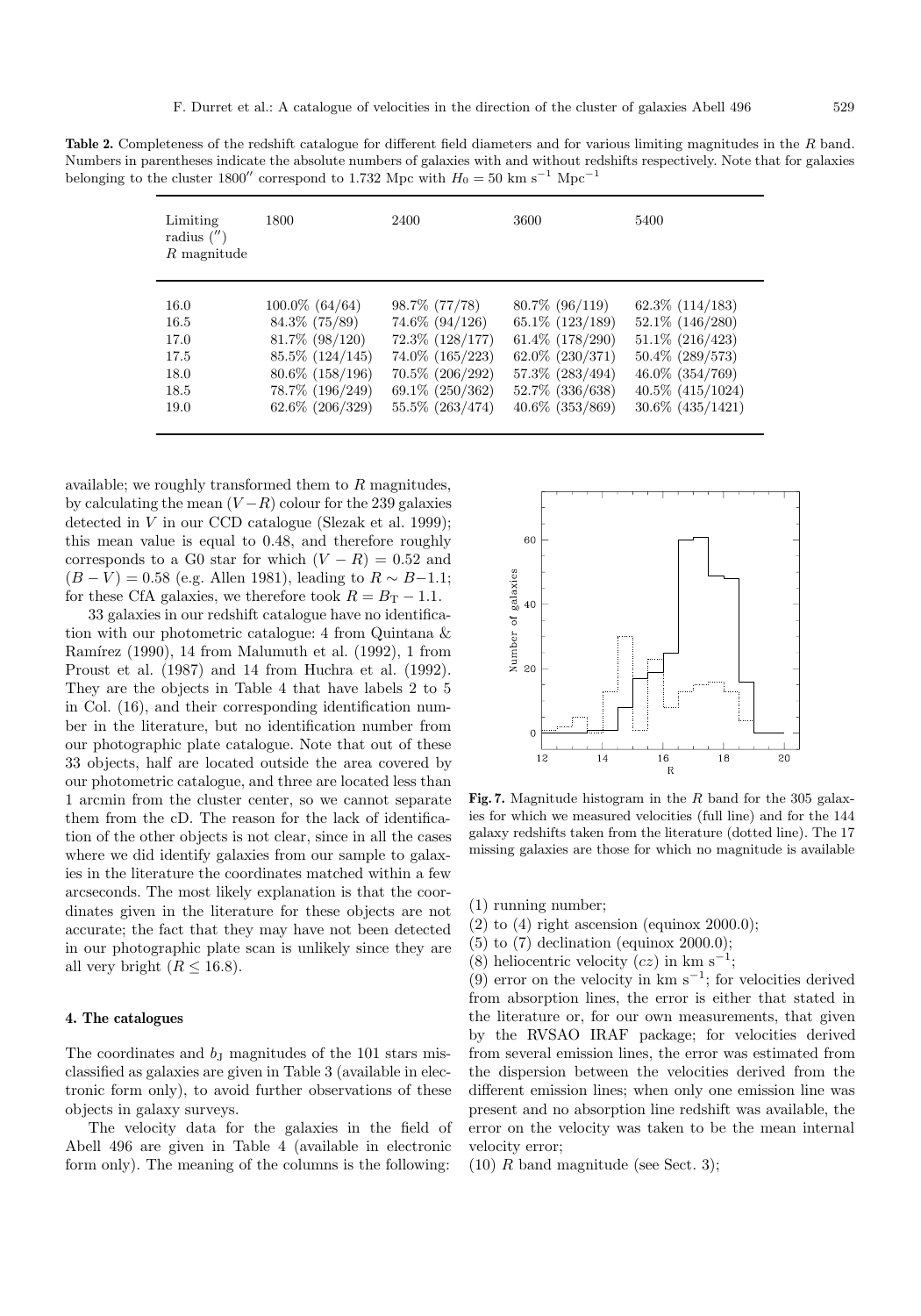**Table 2.** Completeness of the redshift catalogue for different field diameters and for various limiting magnitudes in the $R$ band. Numbers in parentheses indicate the absolute numbers of galaxies with and without redshifts respectively. Note that for galaxies belonging to the cluster $1800''$ correspond to 1.732 Mpc with $H_0 = 50$ km s$^{-1}$ Mpc$^{-1}$

| Limiting radius ($''$) $R$ magnitude | 1800 | 2400 | 3600 | 5400 |
|---|---|---|---|---|
| 16.0 | 100.0% (64/64) | 98.7% (77/78) | 80.7% (96/119) | 62.3% (114/183) |
| 16.5 | 84.3% (75/89) | 74.6% (94/126) | 65.1% (123/189) | 52.1% (146/280) |
| 17.0 | 81.7% (98/120) | 72.3% (128/177) | 61.4% (178/290) | 51.1% (216/423) |
| 17.5 | 85.5% (124/145) | 74.0% (165/223) | 62.0% (230/371) | 50.4% (289/573) |
| 18.0 | 80.6% (158/196) | 70.5% (206/292) | 57.3% (283/494) | 46.0% (354/769) |
| 18.5 | 78.7% (196/249) | 69.1% (250/362) | 52.7% (336/638) | 40.5% (415/1024) |
| 19.0 | 62.6% (206/329) | 55.5% (263/474) | 40.6% (353/869) | 30.6% (435/1421) |

available; we roughly transformed them to $R$ magnitudes, by calculating the mean $(V-R)$ colour for the 239 galaxies detected in $V$ in our CCD catalogue (Slezak et al. 1999); this mean value is equal to 0.48, and therefore roughly corresponds to a G0 star for which $(V-R) = 0.52$ and $(B-V) = 0.58$ (e.g. Allen 1981), leading to $R \sim B{-}1.1$; for these CfA galaxies, we therefore took $R = B_{\rm T} - 1.1$.

33 galaxies in our redshift catalogue have no identification with our photometric catalogue: 4 from Quintana & Ramírez (1990), 14 from Malumuth et al. (1992), 1 from Proust et al. (1987) and 14 from Huchra et al. (1992). They are the objects in Table 4 that have labels 2 to 5 in Col. (16), and their corresponding identification number in the literature, but no identification number from our photographic plate catalogue. Note that out of these 33 objects, half are located outside the area covered by our photometric catalogue, and three are located less than 1 arcmin from the cluster center, so we cannot separate them from the cD. The reason for the lack of identification of the other objects is not clear, since in all the cases where we did identify galaxies from our sample to galaxies in the literature the coordinates matched within a few arcseconds. The most likely explanation is that the coordinates given in the literature for these objects are not accurate; the fact that they may have not been detected in our photographic plate scan is unlikely since they are all very bright ($R \leq 16.8$).

**Fig. 7.** Magnitude histogram in the $R$ band for the 305 galaxies for which we measured velocities (full line) and for the 144 galaxy redshifts taken from the literature (dotted line). The 17 missing galaxies are those for which no magnitude is available

## 4. The catalogues

The coordinates and $b_{\rm J}$ magnitudes of the 101 stars misclassified as galaxies are given in Table 3 (available in electronic form only), to avoid further observations of these objects in galaxy surveys.

The velocity data for the galaxies in the field of Abell 496 are given in Table 4 (available in electronic form only). The meaning of the columns is the following:

(1) running number;
(2) to (4) right ascension (equinox 2000.0);
(5) to (7) declination (equinox 2000.0);
(8) heliocentric velocity ($cz$) in km s$^{-1}$;
(9) error on the velocity in km s$^{-1}$; for velocities derived from absorption lines, the error is either that stated in the literature or, for our own measurements, that given by the RVSAO IRAF package; for velocities derived from several emission lines, the error was estimated from the dispersion between the velocities derived from the different emission lines; when only one emission line was present and no absorption line redshift was available, the error on the velocity was taken to be the mean internal velocity error;
(10) $R$ band magnitude (see Sect. 3);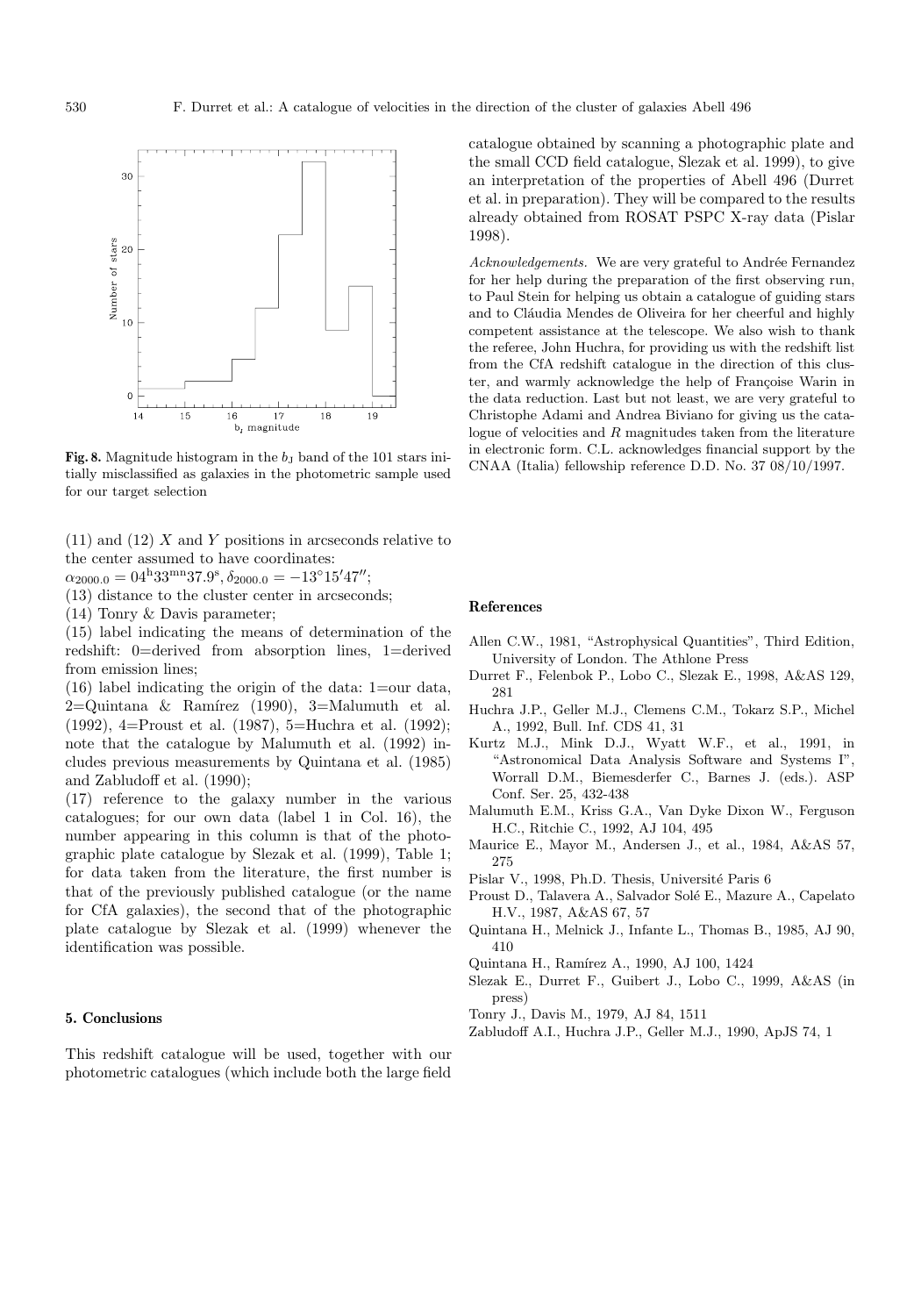Number of stars

$b_J$ magnitude

30
20
10
0

14 15 16 17 18 19

**Fig. 8.** Magnitude histogram in the $b_J$ band of the 101 stars initially misclassified as galaxies in the photometric sample used for our target selection

(11) and (12) $X$ and $Y$ positions in arcseconds relative to the center assumed to have coordinates:
$\alpha_{2000.0} = 04^{\rm h}33^{\rm mn}37.9^{\rm s}, \delta_{2000.0} = -13^\circ 15' 47''$;
(13) distance to the cluster center in arcseconds;
(14) Tonry & Davis parameter;
(15) label indicating the means of determination of the redshift: 0=derived from absorption lines, 1=derived from emission lines;
(16) label indicating the origin of the data: 1=our data, 2=Quintana & Ramírez (1990), 3=Malumuth et al. (1992), 4=Proust et al. (1987), 5=Huchra et al. (1992); note that the catalogue by Malumuth et al. (1992) includes previous measurements by Quintana et al. (1985) and Zabludoff et al. (1990);
(17) reference to the galaxy number in the various catalogues; for our own data (label 1 in Col. 16), the number appearing in this column is that of the photographic plate catalogue by Slezak et al. (1999), Table 1; for data taken from the literature, the first number is that of the previously published catalogue (or the name for CfA galaxies), the second that of the photographic plate catalogue by Slezak et al. (1999) whenever the identification was possible.

## 5. Conclusions

This redshift catalogue will be used, together with our photometric catalogues (which include both the large field catalogue obtained by scanning a photographic plate and the small CCD field catalogue, Slezak et al. 1999), to give an interpretation of the properties of Abell 496 (Durret et al. in preparation). They will be compared to the results already obtained from ROSAT PSPC X-ray data (Pislar 1998).

*Acknowledgements.* We are very grateful to Andrée Fernandez for her help during the preparation of the first observing run, to Paul Stein for helping us obtain a catalogue of guiding stars and to Cláudia Mendes de Oliveira for her cheerful and highly competent assistance at the telescope. We also wish to thank the referee, John Huchra, for providing us with the redshift list from the CfA redshift catalogue in the direction of this cluster, and warmly acknowledge the help of Françoise Warin in the data reduction. Last but not least, we are very grateful to Christophe Adami and Andrea Biviano for giving us the catalogue of velocities and $R$ magnitudes taken from the literature in electronic form. C.L. acknowledges financial support by the CNAA (Italia) fellowship reference D.D. No. 37 08/10/1997.

## References

Allen C.W., 1981, "Astrophysical Quantities", Third Edition, University of London. The Athlone Press

Durret F., Felenbok P., Lobo C., Slezak E., 1998, A&AS 129, 281

Huchra J.P., Geller M.J., Clemens C.M., Tokarz S.P., Michel A., 1992, Bull. Inf. CDS 41, 31

Kurtz M.J., Mink D.J., Wyatt W.F., et al., 1991, in "Astronomical Data Analysis Software and Systems I", Worrall D.M., Biemesderfer C., Barnes J. (eds.). ASP Conf. Ser. 25, 432-438

Malumuth E.M., Kriss G.A., Van Dyke Dixon W., Ferguson H.C., Ritchie C., 1992, AJ 104, 495

Maurice E., Mayor M., Andersen J., et al., 1984, A&AS 57, 275

Pislar V., 1998, Ph.D. Thesis, Université Paris 6

Proust D., Talavera A., Salvador Solé E., Mazure A., Capelato H.V., 1987, A&AS 67, 57

Quintana H., Melnick J., Infante L., Thomas B., 1985, AJ 90, 410

Quintana H., Ramírez A., 1990, AJ 100, 1424

Slezak E., Durret F., Guibert J., Lobo C., 1999, A&AS (in press)

Tonry J., Davis M., 1979, AJ 84, 1511

Zabludoff A.I., Huchra J.P., Geller M.J., 1990, ApJS 74, 1